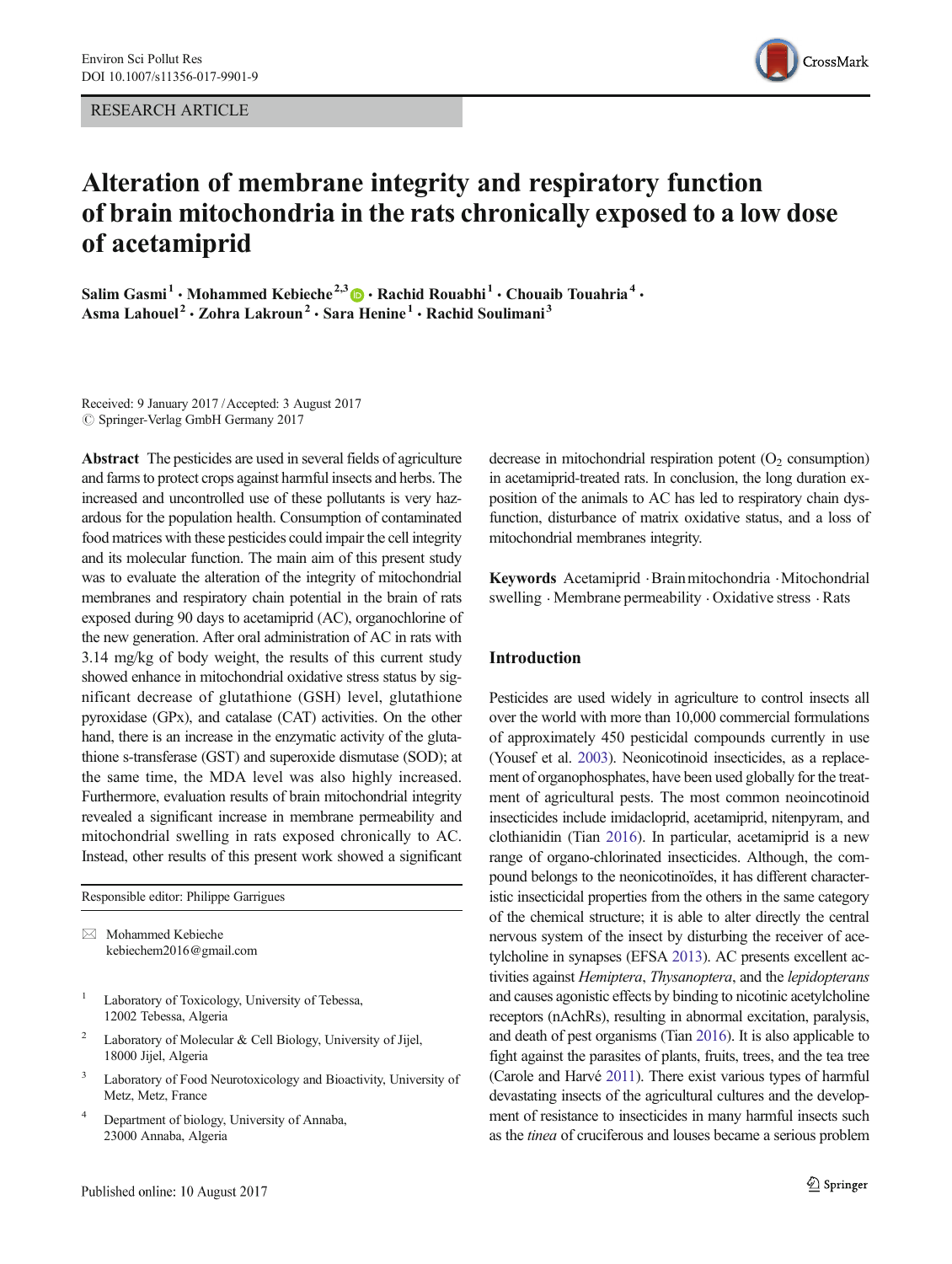RESEARCH ARTICLE

# Alteration of membrane integrity and respiratory function of brain mitochondria in the rats chronically exposed to a low dose of acetamiprid

**Salim Gasmi**[1] · **Mohammed Kebieche**[2,3] · **Rachid Rouabhi**[1] · **Chouaib Touahria**[4] · **Asma Lahouel**[2] · **Zohra Lakroun**[2] · **Sara Henine**[1] · **Rachid Soulimani**[3]

Received: 9 January 2017 / Accepted: 3 August 2017
© Springer-Verlag GmbH Germany 2017

**Abstract** The pesticides are used in several fields of agriculture and farms to protect crops against harmful insects and herbs. The increased and uncontrolled use of these pollutants is very hazardous for the population health. Consumption of contaminated food matrices with these pesticides could impair the cell integrity and its molecular function. The main aim of this present study was to evaluate the alteration of the integrity of mitochondrial membranes and respiratory chain potential in the brain of rats exposed during 90 days to acetamiprid (AC), organochlorine of the new generation. After oral administration of AC in rats with 3.14 mg/kg of body weight, the results of this current study showed enhance in mitochondrial oxidative stress status by significant decrease of glutathione (GSH) level, glutathione pyroxidase (GPx), and catalase (CAT) activities. On the other hand, there is an increase in the enzymatic activity of the glutathione s-transferase (GST) and superoxide dismutase (SOD); at the same time, the MDA level was also highly increased. Furthermore, evaluation results of brain mitochondrial integrity revealed a significant increase in membrane permeability and mitochondrial swelling in rats exposed chronically to AC. Instead, other results of this present work showed a significant decrease in mitochondrial respiration potent ($O_2$ consumption) in acetamiprid-treated rats. In conclusion, the long duration exposition of the animals to AC has led to respiratory chain dysfunction, disturbance of matrix oxidative status, and a loss of mitochondrial membranes integrity.

**Keywords** Acetamiprid · Brain mitochondria · Mitochondrial swelling · Membrane permeability · Oxidative stress · Rats

Responsible editor: Philippe Garrigues

✉ Mohammed Kebieche
kebiechem2016@gmail.com

[1] Laboratory of Toxicology, University of Tebessa, 12002 Tebessa, Algeria

[2] Laboratory of Molecular & Cell Biology, University of Jijel, 18000 Jijel, Algeria

[3] Laboratory of Food Neurotoxicology and Bioactivity, University of Metz, Metz, France

[4] Department of biology, University of Annaba, 23000 Annaba, Algeria

## Introduction

Pesticides are used widely in agriculture to control insects all over the world with more than 10,000 commercial formulations of approximately 450 pesticidal compounds currently in use (Yousef et al. 2003). Neonicotinoid insecticides, as a replacement of organophosphates, have been used globally for the treatment of agricultural pests. The most common neoincotinoid insecticides include imidacloprid, acetamiprid, nitenpyram, and clothianidin (Tian 2016). In particular, acetamiprid is a new range of organo-chlorinated insecticides. Although, the compound belongs to the neonicotinoïdes, it has different characteristic insecticidal properties from the others in the same category of the chemical structure; it is able to alter directly the central nervous system of the insect by disturbing the receiver of acetylcholine in synapses (EFSA 2013). AC presents excellent activities against *Hemiptera*, *Thysanoptera*, and the *lepidopterans* and causes agonistic effects by binding to nicotinic acetylcholine receptors (nAchRs), resulting in abnormal excitation, paralysis, and death of pest organisms (Tian 2016). It is also applicable to fight against the parasites of plants, fruits, trees, and the tea tree (Carole and Harvé 2011). There exist various types of harmful devastating insects of the agricultural cultures and the development of resistance to insecticides in many harmful insects such as the *tinea* of cruciferous and louses became a serious problem

Published online: 10 August 2017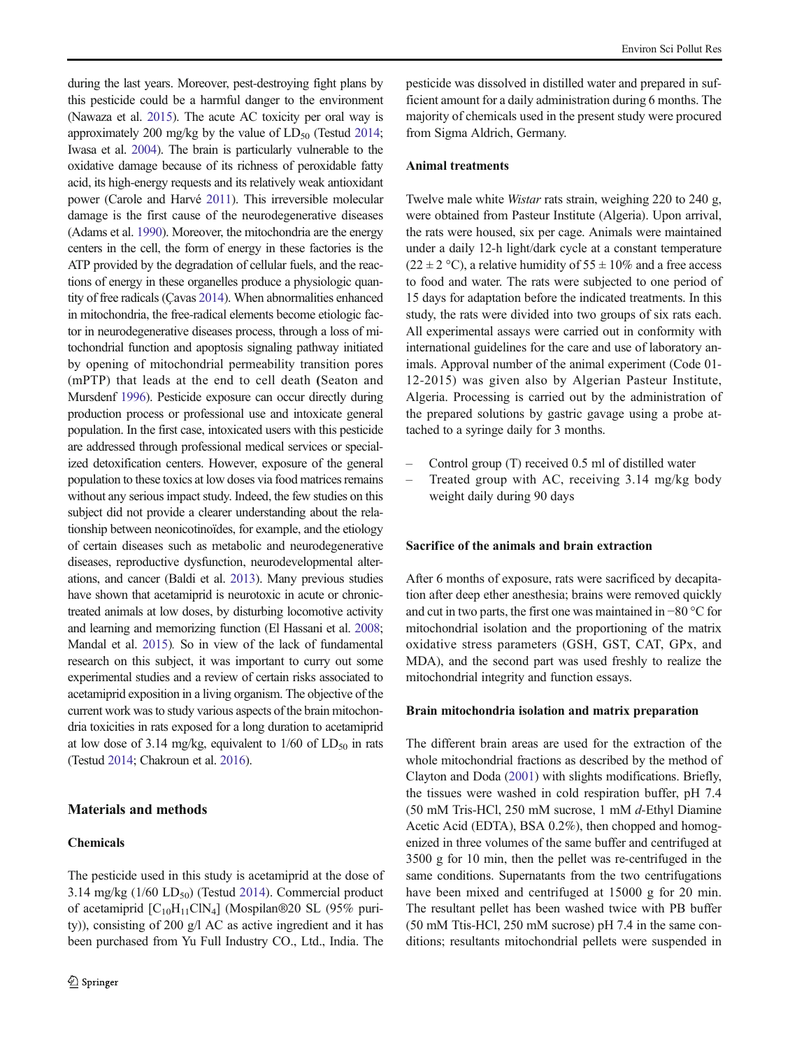during the last years. Moreover, pest-destroying fight plans by this pesticide could be a harmful danger to the environment (Nawaza et al. 2015). The acute AC toxicity per oral way is approximately 200 mg/kg by the value of $LD_{50}$ (Testud 2014; Iwasa et al. 2004). The brain is particularly vulnerable to the oxidative damage because of its richness of peroxidable fatty acid, its high-energy requests and its relatively weak antioxidant power (Carole and Harvé 2011). This irreversible molecular damage is the first cause of the neurodegenerative diseases (Adams et al. 1990). Moreover, the mitochondria are the energy centers in the cell, the form of energy in these factories is the ATP provided by the degradation of cellular fuels, and the reactions of energy in these organelles produce a physiologic quantity of free radicals (Çavas 2014). When abnormalities enhanced in mitochondria, the free-radical elements become etiologic factor in neurodegenerative diseases process, through a loss of mitochondrial function and apoptosis signaling pathway initiated by opening of mitochondrial permeability transition pores (mPTP) that leads at the end to cell death (Seaton and Mursdenf 1996). Pesticide exposure can occur directly during production process or professional use and intoxicate general population. In the first case, intoxicated users with this pesticide are addressed through professional medical services or specialized detoxification centers. However, exposure of the general population to these toxics at low doses via food matrices remains without any serious impact study. Indeed, the few studies on this subject did not provide a clearer understanding about the relationship between neonicotinoïdes, for example, and the etiology of certain diseases such as metabolic and neurodegenerative diseases, reproductive dysfunction, neurodevelopmental alterations, and cancer (Baldi et al. 2013). Many previous studies have shown that acetamiprid is neurotoxic in acute or chronic-treated animals at low doses, by disturbing locomotive activity and learning and memorizing function (El Hassani et al. 2008; Mandal et al. 2015). So in view of the lack of fundamental research on this subject, it was important to curry out some experimental studies and a review of certain risks associated to acetamiprid exposition in a living organism. The objective of the current work was to study various aspects of the brain mitochondria toxicities in rats exposed for a long duration to acetamiprid at low dose of 3.14 mg/kg, equivalent to 1/60 of $LD_{50}$ in rats (Testud 2014; Chakroun et al. 2016).

## Materials and methods

### Chemicals

The pesticide used in this study is acetamiprid at the dose of 3.14 mg/kg (1/60 $LD_{50}$) (Testud 2014). Commercial product of acetamiprid [$C_{10}H_{11}ClN_4$] (Mospilan®20 SL (95% purity)), consisting of 200 g/l AC as active ingredient and it has been purchased from Yu Full Industry CO., Ltd., India. The pesticide was dissolved in distilled water and prepared in sufficient amount for a daily administration during 6 months. The majority of chemicals used in the present study were procured from Sigma Aldrich, Germany.

### Animal treatments

Twelve male white *Wistar* rats strain, weighing 220 to 240 g, were obtained from Pasteur Institute (Algeria). Upon arrival, the rats were housed, six per cage. Animals were maintained under a daily 12-h light/dark cycle at a constant temperature (22 ± 2 °C), a relative humidity of 55 ± 10% and a free access to food and water. The rats were subjected to one period of 15 days for adaptation before the indicated treatments. In this study, the rats were divided into two groups of six rats each. All experimental assays were carried out in conformity with international guidelines for the care and use of laboratory animals. Approval number of the animal experiment (Code 01-12-2015) was given also by Algerian Pasteur Institute, Algeria. Processing is carried out by the administration of the prepared solutions by gastric gavage using a probe attached to a syringe daily for 3 months.

- Control group (T) received 0.5 ml of distilled water
- Treated group with AC, receiving 3.14 mg/kg body weight daily during 90 days

### Sacrifice of the animals and brain extraction

After 6 months of exposure, rats were sacrificed by decapitation after deep ether anesthesia; brains were removed quickly and cut in two parts, the first one was maintained in −80 °C for mitochondrial isolation and the proportioning of the matrix oxidative stress parameters (GSH, GST, CAT, GPx, and MDA), and the second part was used freshly to realize the mitochondrial integrity and function essays.

### Brain mitochondria isolation and matrix preparation

The different brain areas are used for the extraction of the whole mitochondrial fractions as described by the method of Clayton and Doda (2001) with slights modifications. Briefly, the tissues were washed in cold respiration buffer, pH 7.4 (50 mM Tris-HCl, 250 mM sucrose, 1 mM *d*-Ethyl Diamine Acetic Acid (EDTA), BSA 0.2%), then chopped and homogenized in three volumes of the same buffer and centrifuged at 3500 g for 10 min, then the pellet was re-centrifuged in the same conditions. Supernatants from the two centrifugations have been mixed and centrifuged at 15000 g for 20 min. The resultant pellet has been washed twice with PB buffer (50 mM Ttis-HCl, 250 mM sucrose) pH 7.4 in the same conditions; resultants mitochondrial pellets were suspended in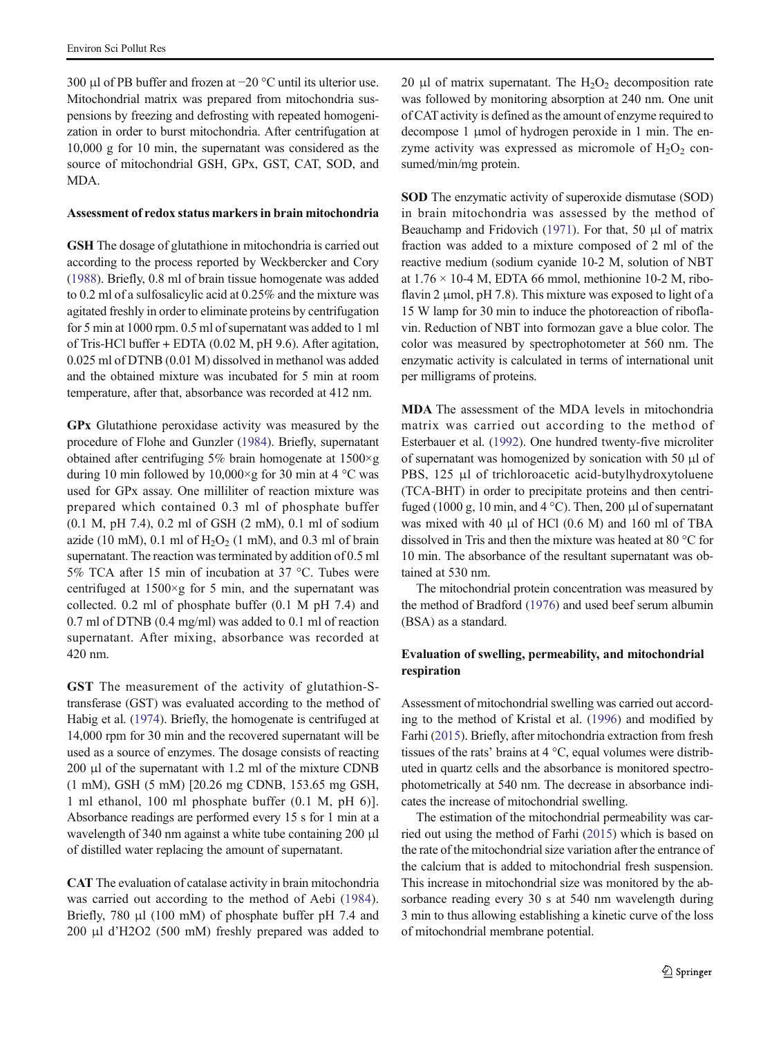300 μl of PB buffer and frozen at −20 °C until its ulterior use. Mitochondrial matrix was prepared from mitochondria suspensions by freezing and defrosting with repeated homogenization in order to burst mitochondria. After centrifugation at 10,000 g for 10 min, the supernatant was considered as the source of mitochondrial GSH, GPx, GST, CAT, SOD, and MDA.

### Assessment of redox status markers in brain mitochondria

**GSH** The dosage of glutathione in mitochondria is carried out according to the process reported by Weckbercker and Cory (1988). Briefly, 0.8 ml of brain tissue homogenate was added to 0.2 ml of a sulfosalicylic acid at 0.25% and the mixture was agitated freshly in order to eliminate proteins by centrifugation for 5 min at 1000 rpm. 0.5 ml of supernatant was added to 1 ml of Tris-HCl buffer + EDTA (0.02 M, pH 9.6). After agitation, 0.025 ml of DTNB (0.01 M) dissolved in methanol was added and the obtained mixture was incubated for 5 min at room temperature, after that, absorbance was recorded at 412 nm.

**GPx** Glutathione peroxidase activity was measured by the procedure of Flohe and Gunzler (1984). Briefly, supernatant obtained after centrifuging 5% brain homogenate at 1500×g during 10 min followed by 10,000×g for 30 min at 4 °C was used for GPx assay. One milliliter of reaction mixture was prepared which contained 0.3 ml of phosphate buffer (0.1 M, pH 7.4), 0.2 ml of GSH (2 mM), 0.1 ml of sodium azide (10 mM), 0.1 ml of $H_2O_2$ (1 mM), and 0.3 ml of brain supernatant. The reaction was terminated by addition of 0.5 ml 5% TCA after 15 min of incubation at 37 °C. Tubes were centrifuged at 1500×g for 5 min, and the supernatant was collected. 0.2 ml of phosphate buffer (0.1 M pH 7.4) and 0.7 ml of DTNB (0.4 mg/ml) was added to 0.1 ml of reaction supernatant. After mixing, absorbance was recorded at 420 nm.

**GST** The measurement of the activity of glutathion-S-transferase (GST) was evaluated according to the method of Habig et al. (1974). Briefly, the homogenate is centrifuged at 14,000 rpm for 30 min and the recovered supernatant will be used as a source of enzymes. The dosage consists of reacting 200 μl of the supernatant with 1.2 ml of the mixture CDNB (1 mM), GSH (5 mM) [20.26 mg CDNB, 153.65 mg GSH, 1 ml ethanol, 100 ml phosphate buffer (0.1 M, pH 6)]. Absorbance readings are performed every 15 s for 1 min at a wavelength of 340 nm against a white tube containing 200 μl of distilled water replacing the amount of supernatant.

**CAT** The evaluation of catalase activity in brain mitochondria was carried out according to the method of Aebi (1984). Briefly, 780 μl (100 mM) of phosphate buffer pH 7.4 and 200 μl d'H2O2 (500 mM) freshly prepared was added to 20 μl of matrix supernatant. The $H_2O_2$ decomposition rate was followed by monitoring absorption at 240 nm. One unit of CAT activity is defined as the amount of enzyme required to decompose 1 μmol of hydrogen peroxide in 1 min. The enzyme activity was expressed as micromole of $H_2O_2$ consumed/min/mg protein.

**SOD** The enzymatic activity of superoxide dismutase (SOD) in brain mitochondria was assessed by the method of Beauchamp and Fridovich (1971). For that, 50 μl of matrix fraction was added to a mixture composed of 2 ml of the reactive medium (sodium cyanide 10-2 M, solution of NBT at $1.76 \times 10$-4 M, EDTA 66 mmol, methionine 10-2 M, riboflavin 2 μmol, pH 7.8). This mixture was exposed to light of a 15 W lamp for 30 min to induce the photoreaction of riboflavin. Reduction of NBT into formozan gave a blue color. The color was measured by spectrophotometer at 560 nm. The enzymatic activity is calculated in terms of international unit per milligrams of proteins.

**MDA** The assessment of the MDA levels in mitochondria matrix was carried out according to the method of Esterbauer et al. (1992). One hundred twenty-five microliter of supernatant was homogenized by sonication with 50 μl of PBS, 125 μl of trichloroacetic acid-butylhydroxytoluene (TCA-BHT) in order to precipitate proteins and then centrifuged (1000 g, 10 min, and 4 °C). Then, 200 μl of supernatant was mixed with 40 μl of HCl (0.6 M) and 160 ml of TBA dissolved in Tris and then the mixture was heated at 80 °C for 10 min. The absorbance of the resultant supernatant was obtained at 530 nm.

The mitochondrial protein concentration was measured by the method of Bradford (1976) and used beef serum albumin (BSA) as a standard.

### Evaluation of swelling, permeability, and mitochondrial respiration

Assessment of mitochondrial swelling was carried out according to the method of Kristal et al. (1996) and modified by Farhi (2015). Briefly, after mitochondria extraction from fresh tissues of the rats' brains at 4 °C, equal volumes were distributed in quartz cells and the absorbance is monitored spectrophotometrically at 540 nm. The decrease in absorbance indicates the increase of mitochondrial swelling.

The estimation of the mitochondrial permeability was carried out using the method of Farhi (2015) which is based on the rate of the mitochondrial size variation after the entrance of the calcium that is added to mitochondrial fresh suspension. This increase in mitochondrial size was monitored by the absorbance reading every 30 s at 540 nm wavelength during 3 min to thus allowing establishing a kinetic curve of the loss of mitochondrial membrane potential.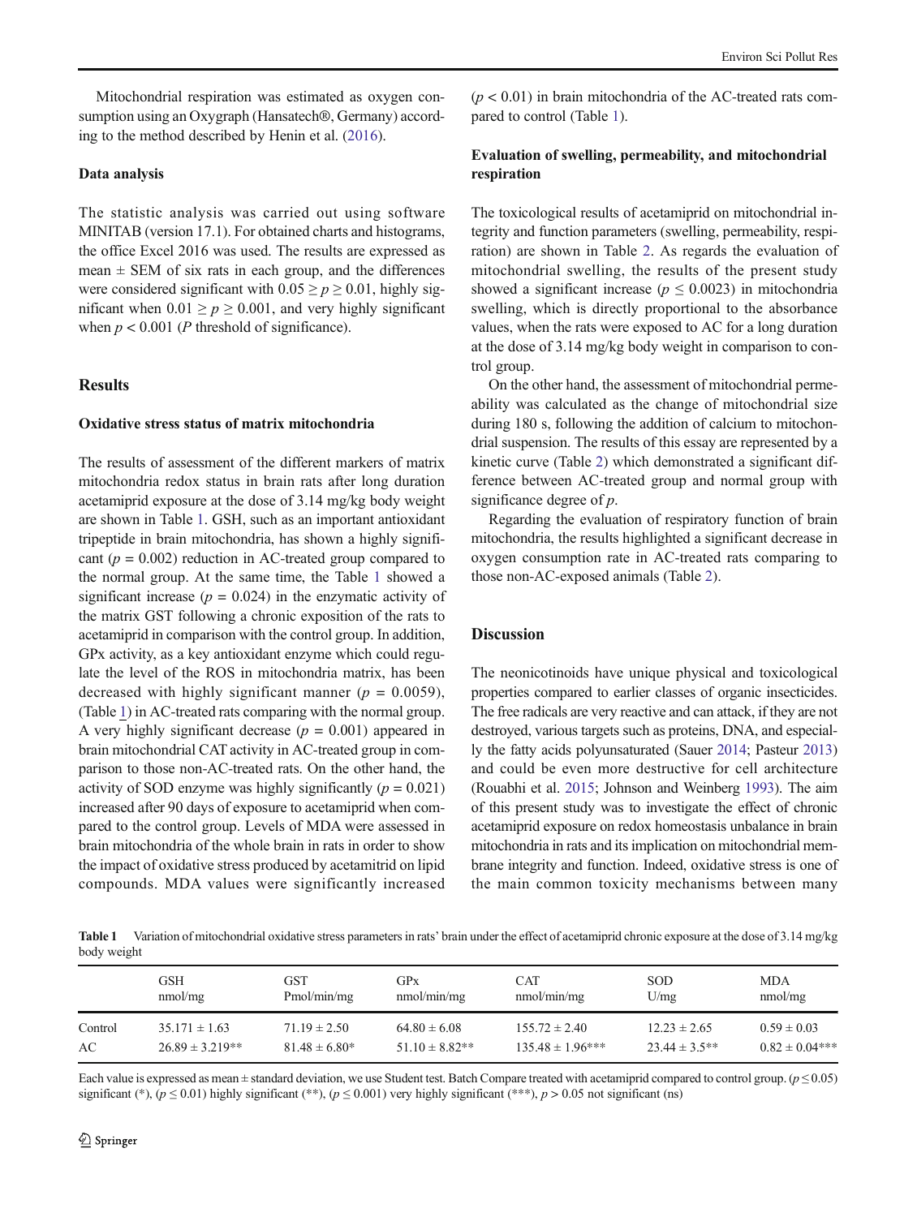Mitochondrial respiration was estimated as oxygen consumption using an Oxygraph (Hansatech®, Germany) according to the method described by Henin et al. (2016).

### Data analysis

The statistic analysis was carried out using software MINITAB (version 17.1). For obtained charts and histograms, the office Excel 2016 was used. The results are expressed as mean ± SEM of six rats in each group, and the differences were considered significant with $0.05 \geq p \geq 0.01$, highly significant when $0.01 \geq p \geq 0.001$, and very highly significant when $p < 0.001$ ($P$ threshold of significance).

## Results

### Oxidative stress status of matrix mitochondria

The results of assessment of the different markers of matrix mitochondria redox status in brain rats after long duration acetamiprid exposure at the dose of 3.14 mg/kg body weight are shown in Table 1. GSH, such as an important antioxidant tripeptide in brain mitochondria, has shown a highly significant ($p = 0.002$) reduction in AC-treated group compared to the normal group. At the same time, the Table 1 showed a significant increase ($p = 0.024$) in the enzymatic activity of the matrix GST following a chronic exposition of the rats to acetamiprid in comparison with the control group. In addition, GPx activity, as a key antioxidant enzyme which could regulate the level of the ROS in mitochondria matrix, has been decreased with highly significant manner ($p = 0.0059$), (Table 1) in AC-treated rats comparing with the normal group. A very highly significant decrease ($p = 0.001$) appeared in brain mitochondrial CAT activity in AC-treated group in comparison to those non-AC-treated rats. On the other hand, the activity of SOD enzyme was highly significantly ($p = 0.021$) increased after 90 days of exposure to acetamiprid when compared to the control group. Levels of MDA were assessed in brain mitochondria of the whole brain in rats in order to show the impact of oxidative stress produced by acetamitrid on lipid compounds. MDA values were significantly increased ($p < 0.01$) in brain mitochondria of the AC-treated rats compared to control (Table 1).

### Evaluation of swelling, permeability, and mitochondrial respiration

The toxicological results of acetamiprid on mitochondrial integrity and function parameters (swelling, permeability, respiration) are shown in Table 2. As regards the evaluation of mitochondrial swelling, the results of the present study showed a significant increase ($p \leq 0.0023$) in mitochondria swelling, which is directly proportional to the absorbance values, when the rats were exposed to AC for a long duration at the dose of 3.14 mg/kg body weight in comparison to control group.

On the other hand, the assessment of mitochondrial permeability was calculated as the change of mitochondrial size during 180 s, following the addition of calcium to mitochondrial suspension. The results of this essay are represented by a kinetic curve (Table 2) which demonstrated a significant difference between AC-treated group and normal group with significance degree of $p$.

Regarding the evaluation of respiratory function of brain mitochondria, the results highlighted a significant decrease in oxygen consumption rate in AC-treated rats comparing to those non-AC-exposed animals (Table 2).

## Discussion

The neonicotinoids have unique physical and toxicological properties compared to earlier classes of organic insecticides. The free radicals are very reactive and can attack, if they are not destroyed, various targets such as proteins, DNA, and especially the fatty acids polyunsaturated (Sauer 2014; Pasteur 2013) and could be even more destructive for cell architecture (Rouabhi et al. 2015; Johnson and Weinberg 1993). The aim of this present study was to investigate the effect of chronic acetamiprid exposure on redox homeostasis unbalance in brain mitochondria in rats and its implication on mitochondrial membrane integrity and function. Indeed, oxidative stress is one of the main common toxicity mechanisms between many

**Table 1** Variation of mitochondrial oxidative stress parameters in rats' brain under the effect of acetamiprid chronic exposure at the dose of 3.14 mg/kg body weight

| | GSH nmol/mg | GST Pmol/min/mg | GPx nmol/min/mg | CAT nmol/min/mg | SOD U/mg | MDA nmol/mg |
|---|---|---|---|---|---|---|
| Control | 35.171 ± 1.63 | 71.19 ± 2.50 | 64.80 ± 6.08 | 155.72 ± 2.40 | 12.23 ± 2.65 | 0.59 ± 0.03 |
| AC | 26.89 ± 3.219** | 81.48 ± 6.80* | 51.10 ± 8.82** | 135.48 ± 1.96*** | 23.44 ± 3.5** | 0.82 ± 0.04*** |

Each value is expressed as mean ± standard deviation, we use Student test. Batch Compare treated with acetamiprid compared to control group. ($p \leq 0.05$) significant (*), ($p \leq 0.01$) highly significant (**), ($p \leq 0.001$) very highly significant (***), $p > 0.05$ not significant (ns)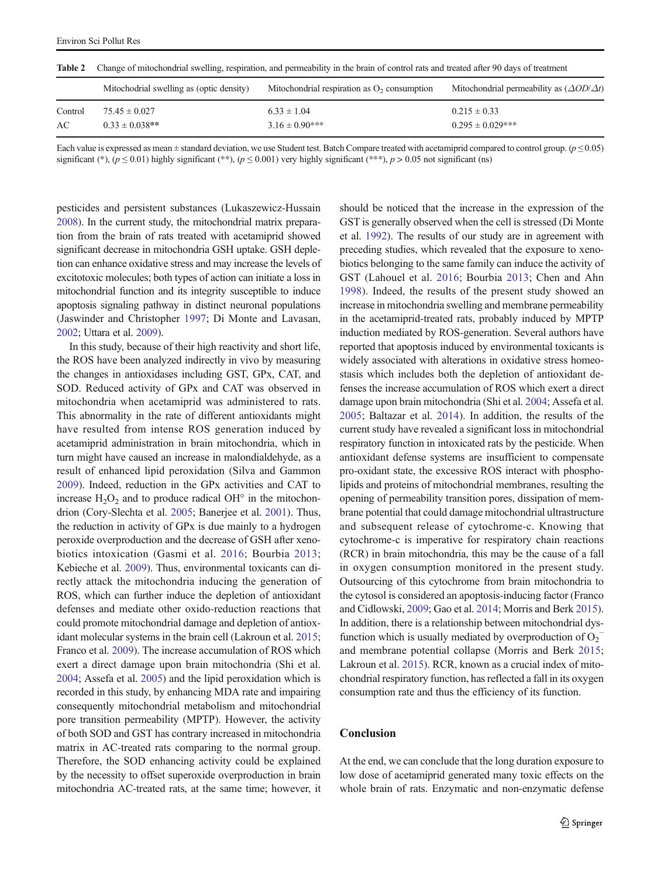**Table 2** Change of mitochondrial swelling, respiration, and permeability in the brain of control rats and treated after 90 days of treatment

| | Mitochondrial swelling as (optic density) | Mitochondrial respiration as $O_2$ consumption | Mitochondrial permeability as ($\Delta OD/\Delta t$) |
|---|---|---|---|
| Control | 75.45 ± 0.027 | 6.33 ± 1.04 | 0.215 ± 0.33 |
| AC | 0.33 ± 0.038** | 3.16 ± 0.90*** | 0.295 ± 0.029*** |

Each value is expressed as mean ± standard deviation, we use Student test. Batch Compare treated with acetamiprid compared to control group. ($p \leq 0.05$) significant (*), ($p \leq 0.01$) highly significant (**), ($p \leq 0.001$) very highly significant (***), $p > 0.05$ not significant (ns)

pesticides and persistent substances (Lukaszewicz-Hussain 2008). In the current study, the mitochondrial matrix preparation from the brain of rats treated with acetamiprid showed significant decrease in mitochondria GSH uptake. GSH depletion can enhance oxidative stress and may increase the levels of excitotoxic molecules; both types of action can initiate a loss in mitochondrial function and its integrity susceptible to induce apoptosis signaling pathway in distinct neuronal populations (Jaswinder and Christopher 1997; Di Monte and Lavasan, 2002; Uttara et al. 2009).

In this study, because of their high reactivity and short life, the ROS have been analyzed indirectly in vivo by measuring the changes in antioxidases including GST, GPx, CAT, and SOD. Reduced activity of GPx and CAT was observed in mitochondria when acetamiprid was administered to rats. This abnormality in the rate of different antioxidants might have resulted from intense ROS generation induced by acetamiprid administration in brain mitochondria, which in turn might have caused an increase in malondialdehyde, as a result of enhanced lipid peroxidation (Silva and Gammon 2009). Indeed, reduction in the GPx activities and CAT to increase $H_2O_2$ and to produce radical OH° in the mitochondrion (Cory-Slechta et al. 2005; Banerjee et al. 2001). Thus, the reduction in activity of GPx is due mainly to a hydrogen peroxide overproduction and the decrease of GSH after xenobiotics intoxication (Gasmi et al. 2016; Bourbia 2013; Kebieche et al. 2009). Thus, environmental toxicants can directly attack the mitochondria inducing the generation of ROS, which can further induce the depletion of antioxidant defenses and mediate other oxido-reduction reactions that could promote mitochondrial damage and depletion of antioxidant molecular systems in the brain cell (Lakroun et al. 2015; Franco et al. 2009). The increase accumulation of ROS which exert a direct damage upon brain mitochondria (Shi et al. 2004; Assefa et al. 2005) and the lipid peroxidation which is recorded in this study, by enhancing MDA rate and impairing consequently mitochondrial metabolism and mitochondrial pore transition permeability (MPTP). However, the activity of both SOD and GST has contrary increased in mitochondria matrix in AC-treated rats comparing to the normal group. Therefore, the SOD enhancing activity could be explained by the necessity to offset superoxide overproduction in brain mitochondria AC-treated rats, at the same time; however, it should be noticed that the increase in the expression of the GST is generally observed when the cell is stressed (Di Monte et al. 1992). The results of our study are in agreement with preceding studies, which revealed that the exposure to xenobiotics belonging to the same family can induce the activity of GST (Lahouel et al. 2016; Bourbia 2013; Chen and Ahn 1998). Indeed, the results of the present study showed an increase in mitochondria swelling and membrane permeability in the acetamiprid-treated rats, probably induced by MPTP induction mediated by ROS-generation. Several authors have reported that apoptosis induced by environmental toxicants is widely associated with alterations in oxidative stress homeostasis which includes both the depletion of antioxidant defenses the increase accumulation of ROS which exert a direct damage upon brain mitochondria (Shi et al. 2004; Assefa et al. 2005; Baltazar et al. 2014). In addition, the results of the current study have revealed a significant loss in mitochondrial respiratory function in intoxicated rats by the pesticide. When antioxidant defense systems are insufficient to compensate pro-oxidant state, the excessive ROS interact with phospholipids and proteins of mitochondrial membranes, resulting the opening of permeability transition pores, dissipation of membrane potential that could damage mitochondrial ultrastructure and subsequent release of cytochrome-c. Knowing that cytochrome-c is imperative for respiratory chain reactions (RCR) in brain mitochondria, this may be the cause of a fall in oxygen consumption monitored in the present study. Outsourcing of this cytochrome from brain mitochondria to the cytosol is considered an apoptosis-inducing factor (Franco and Cidlowski, 2009; Gao et al. 2014; Morris and Berk 2015). In addition, there is a relationship between mitochondrial dysfunction which is usually mediated by overproduction of $O_2^-$ and membrane potential collapse (Morris and Berk 2015; Lakroun et al. 2015). RCR, known as a crucial index of mitochondrial respiratory function, has reflected a fall in its oxygen consumption rate and thus the efficiency of its function.

## Conclusion

At the end, we can conclude that the long duration exposure to low dose of acetamiprid generated many toxic effects on the whole brain of rats. Enzymatic and non-enzymatic defense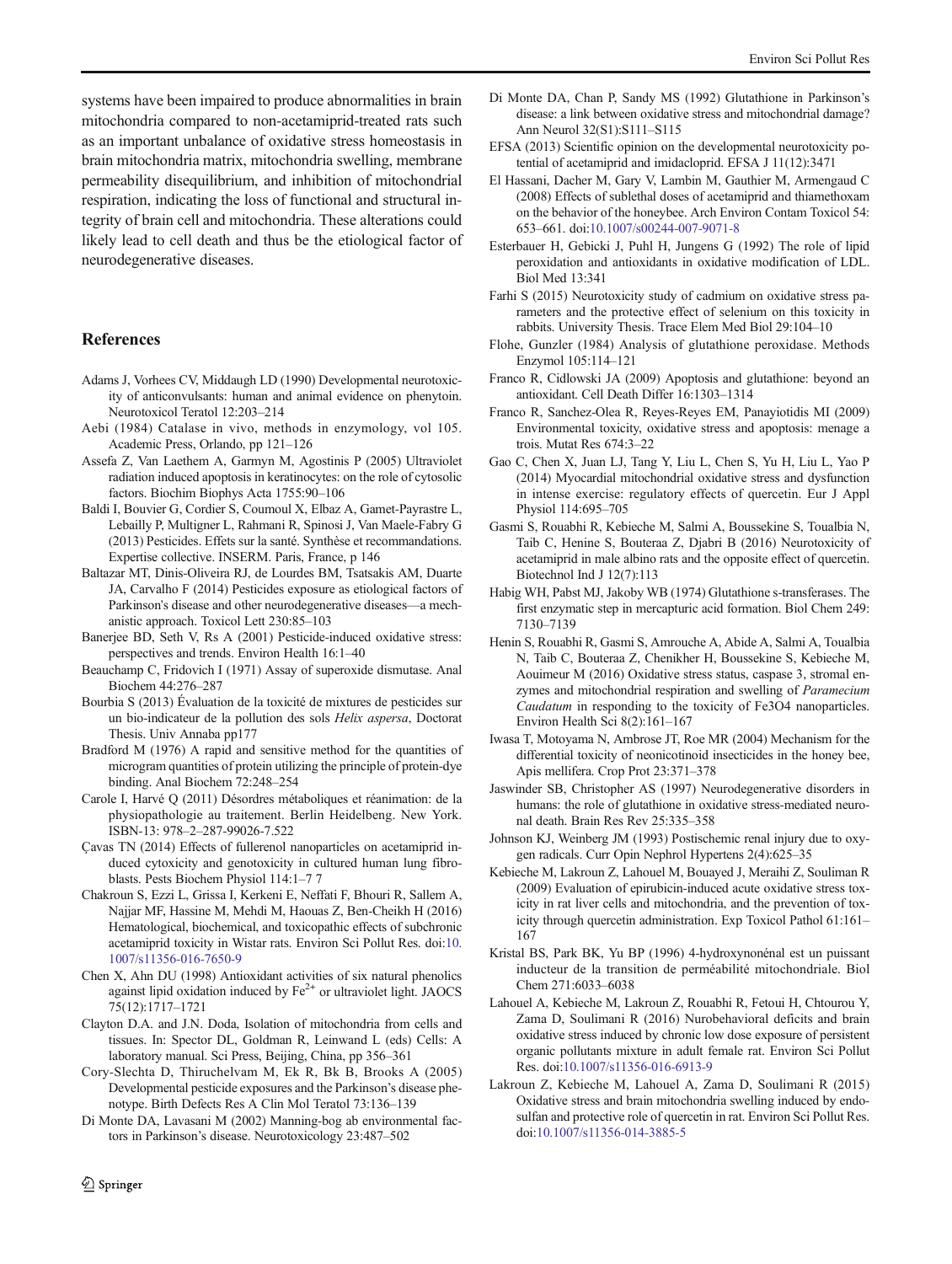systems have been impaired to produce abnormalities in brain mitochondria compared to non-acetamiprid-treated rats such as an important unbalance of oxidative stress homeostasis in brain mitochondria matrix, mitochondria swelling, membrane permeability disequilibrium, and inhibition of mitochondrial respiration, indicating the loss of functional and structural integrity of brain cell and mitochondria. These alterations could likely lead to cell death and thus be the etiological factor of neurodegenerative diseases.

## References

Adams J, Vorhees CV, Middaugh LD (1990) Developmental neurotoxicity of anticonvulsants: human and animal evidence on phenytoin. Neurotoxicol Teratol 12:203–214

Aebi (1984) Catalase in vivo, methods in enzymology, vol 105. Academic Press, Orlando, pp 121–126

Assefa Z, Van Laethem A, Garmyn M, Agostinis P (2005) Ultraviolet radiation induced apoptosis in keratinocytes: on the role of cytosolic factors. Biochim Biophys Acta 1755:90–106

Baldi I, Bouvier G, Cordier S, Coumoul X, Elbaz A, Gamet-Payrastre L, Lebailly P, Multigner L, Rahmani R, Spinosi J, Van Maele-Fabry G (2013) Pesticides. Effets sur la santé. Synthèse et recommandations. Expertise collective. INSERM. Paris, France, p 146

Baltazar MT, Dinis-Oliveira RJ, de Lourdes BM, Tsatsakis AM, Duarte JA, Carvalho F (2014) Pesticides exposure as etiological factors of Parkinson's disease and other neurodegenerative diseases—a mechanistic approach. Toxicol Lett 230:85–103

Banerjee BD, Seth V, Rs A (2001) Pesticide-induced oxidative stress: perspectives and trends. Environ Health 16:1–40

Beauchamp C, Fridovich I (1971) Assay of superoxide dismutase. Anal Biochem 44:276–287

Bourbia S (2013) Évaluation de la toxicité de mixtures de pesticides sur un bio-indicateur de la pollution des sols *Helix aspersa*, Doctorat Thesis. Univ Annaba pp177

Bradford M (1976) A rapid and sensitive method for the quantities of microgram quantities of protein utilizing the principle of protein-dye binding. Anal Biochem 72:248–254

Carole I, Harvé Q (2011) Désordres métaboliques et réanimation: de la physiopathologie au traitement. Berlin Heidelbeng. New York. ISBN-13: 978–2–287-99026-7.522

Çavas TN (2014) Effects of fullerenol nanoparticles on acetamiprid induced cytoxicity and genotoxicity in cultured human lung fibroblasts. Pests Biochem Physiol 114:1–7 7

Chakroun S, Ezzi L, Grissa I, Kerkeni E, Neffati F, Bhouri R, Sallem A, Najjar MF, Hassine M, Mehdi M, Haouas Z, Ben-Cheikh H (2016) Hematological, biochemical, and toxicopathic effects of subchronic acetamiprid toxicity in Wistar rats. Environ Sci Pollut Res. doi:10.1007/s11356-016-7650-9

Chen X, Ahn DU (1998) Antioxidant activities of six natural phenolics against lipid oxidation induced by $Fe^{2+}$ or ultraviolet light. JAOCS 75(12):1717–1721

Clayton D.A. and J.N. Doda, Isolation of mitochondria from cells and tissues. In: Spector DL, Goldman R, Leinwand L (eds) Cells: A laboratory manual. Sci Press, Beijing, China, pp 356–361

Cory-Slechta D, Thiruchelvam M, Ek R, Bk B, Brooks A (2005) Developmental pesticide exposures and the Parkinson's disease phenotype. Birth Defects Res A Clin Mol Teratol 73:136–139

Di Monte DA, Lavasani M (2002) Manning-bog ab environmental factors in Parkinson's disease. Neurotoxicology 23:487–502

Di Monte DA, Chan P, Sandy MS (1992) Glutathione in Parkinson's disease: a link between oxidative stress and mitochondrial damage? Ann Neurol 32(S1):S111–S115

EFSA (2013) Scientific opinion on the developmental neurotoxicity potential of acetamiprid and imidacloprid. EFSA J 11(12):3471

El Hassani, Dacher M, Gary V, Lambin M, Gauthier M, Armengaud C (2008) Effects of sublethal doses of acetamiprid and thiamethoxam on the behavior of the honeybee. Arch Environ Contam Toxicol 54: 653–661. doi:10.1007/s00244-007-9071-8

Esterbauer H, Gebicki J, Puhl H, Jungens G (1992) The role of lipid peroxidation and antioxidants in oxidative modification of LDL. Biol Med 13:341

Farhi S (2015) Neurotoxicity study of cadmium on oxidative stress parameters and the protective effect of selenium on this toxicity in rabbits. University Thesis. Trace Elem Med Biol 29:104–10

Flohe, Gunzler (1984) Analysis of glutathione peroxidase. Methods Enzymol 105:114–121

Franco R, Cidlowski JA (2009) Apoptosis and glutathione: beyond an antioxidant. Cell Death Differ 16:1303–1314

Franco R, Sanchez-Olea R, Reyes-Reyes EM, Panayiotidis MI (2009) Environmental toxicity, oxidative stress and apoptosis: menage a trois. Mutat Res 674:3–22

Gao C, Chen X, Juan LJ, Tang Y, Liu L, Chen S, Yu H, Liu L, Yao P (2014) Myocardial mitochondrial oxidative stress and dysfunction in intense exercise: regulatory effects of quercetin. Eur J Appl Physiol 114:695–705

Gasmi S, Rouabhi R, Kebieche M, Salmi A, Boussekine S, Toualbia N, Taib C, Henine S, Bouteraa Z, Djabri B (2016) Neurotoxicity of acetamiprid in male albino rats and the opposite effect of quercetin. Biotechnol Ind J 12(7):113

Habig WH, Pabst MJ, Jakoby WB (1974) Glutathione s-transferases. The first enzymatic step in mercapturic acid formation. Biol Chem 249: 7130–7139

Henin S, Rouabhi R, Gasmi S, Amrouche A, Abide A, Salmi A, Toualbia N, Taib C, Bouteraa Z, Chenikher H, Boussekine S, Kebieche M, Aouimeur M (2016) Oxidative stress status, caspase 3, stromal enzymes and mitochondrial respiration and swelling of *Paramecium Caudatum* in responding to the toxicity of Fe3O4 nanoparticles. Environ Health Sci 8(2):161–167

Iwasa T, Motoyama N, Ambrose JT, Roe MR (2004) Mechanism for the differential toxicity of neonicotinoid insecticides in the honey bee, Apis mellifera. Crop Prot 23:371–378

Jaswinder SB, Christopher AS (1997) Neurodegenerative disorders in humans: the role of glutathione in oxidative stress-mediated neuronal death. Brain Res Rev 25:335–358

Johnson KJ, Weinberg JM (1993) Postischemic renal injury due to oxygen radicals. Curr Opin Nephrol Hypertens 2(4):625–35

Kebieche M, Lakroun Z, Lahouel M, Bouayed J, Meraihi Z, Souliman R (2009) Evaluation of epirubicin-induced acute oxidative stress toxicity in rat liver cells and mitochondria, and the prevention of toxicity through quercetin administration. Exp Toxicol Pathol 61:161–167

Kristal BS, Park BK, Yu BP (1996) 4-hydroxynonénal est un puissant inducteur de la transition de perméabilité mitochondriale. Biol Chem 271:6033–6038

Lahouel A, Kebieche M, Lakroun Z, Rouabhi R, Fetoui H, Chtourou Y, Zama D, Soulimani R (2016) Nurobehavioral deficits and brain oxidative stress induced by chronic low dose exposure of persistent organic pollutants mixture in adult female rat. Environ Sci Pollut Res. doi:10.1007/s11356-016-6913-9

Lakroun Z, Kebieche M, Lahouel A, Zama D, Soulimani R (2015) Oxidative stress and brain mitochondria swelling induced by endosulfan and protective role of quercetin in rat. Environ Sci Pollut Res. doi:10.1007/s11356-014-3885-5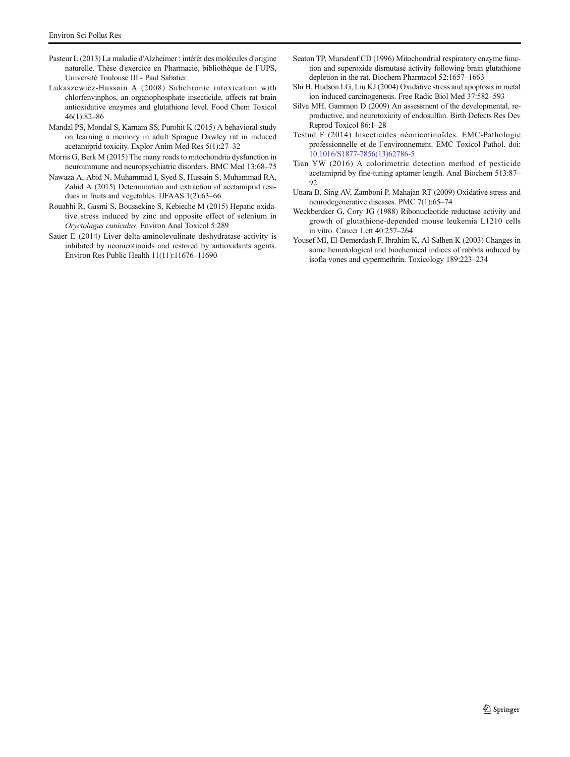Pasteur L (2013) La maladie d'Alzheimer : intérêt des molécules d'origine naturelle. Thèse d'exercice en Pharmacie, bibliothèque de l'UPS, Université Toulouse III - Paul Sabatier.

Lukaszewicz-Hussain A (2008) Subchronic intoxication with chlorfenvinphos, an organophosphate insecticide, affects rat brain antioxidative enzymes and glutathione level. Food Chem Toxicol 46(1):82–86

Mandal PS, Mondal S, Karnam SS, Purohit K (2015) A behavioral study on learning a memory in adult Sprague Dawley rat in induced acetamiprid toxicity. Explor Anim Med Res 5(1):27–32

Morris G, Berk M (2015) The many roads to mitochondria dysfunction in neuroimmune and neuropsychiatric disorders. BMC Med 13:68–75

Nawaza A, Abid N, Muhammad I, Syed S, Hussain S, Muhammad RA, Zahid A (2015) Determination and extraction of acetamiprid residues in fruits and vegetables. IJFAAS 1(2):63–66

Rouabhi R, Gasmi S, Boussekine S, Kebieche M (2015) Hepatic oxidative stress induced by zinc and opposite effect of selenium in *Oryctolagus cuniculus*. Environ Anal Toxicol 5:289

Sauer E (2014) Liver delta-aminolevulinate deshydratase activity is inhibited by neonicotinoids and restored by antioxidants agents. Environ Res Public Health 11(11):11676–11690

Seaton TP, Mursdenf CD (1996) Mitochondrial respiratory enzyme function and superoxide dismutase activity following brain glutathione depletion in the rat. Biochem Pharmacol 52:1657–1663

Shi H, Hudson LG, Liu KJ (2004) Oxidative stress and apoptosis in metal ion induced carcinogenesis. Free Radic Biol Med 37:582–593

Silva MH, Gammon D (2009) An assessment of the developmental, reproductive, and neurotoxicity of endosulfan. Birth Defects Res Dev Reprod Toxicol 86:1–28

Testud F (2014) Insecticides néonicotinoïdes. EMC-Pathologie professionnelle et de l'environnement. EMC Toxicol Pathol. doi: 10.1016/S1877-7856(13)62786-5

Tian YW (2016) A colorimetric detection method of pesticide acetamiprid by fine-tuning aptamer length. Anal Biochem 513:87–92

Uttara B, Sing AV, Zamboni P, Mahajan RT (2009) Oxidative stress and neurodegenerative diseases. PMC 7(1):65–74

Weckbercker G, Cory JG (1988) Ribonucleotide reductase activity and growth of glutathione-depended mouse leukemia L1210 cells in vitro. Cancer Lett 40:257–264

Yousef MI, El-Demerdash F, Ibrahim K, Al-Salhen K (2003) Changes in some hematological and biochemical indices of rabbits induced by isofla vones and cypermethrin. Toxicology 189:223–234